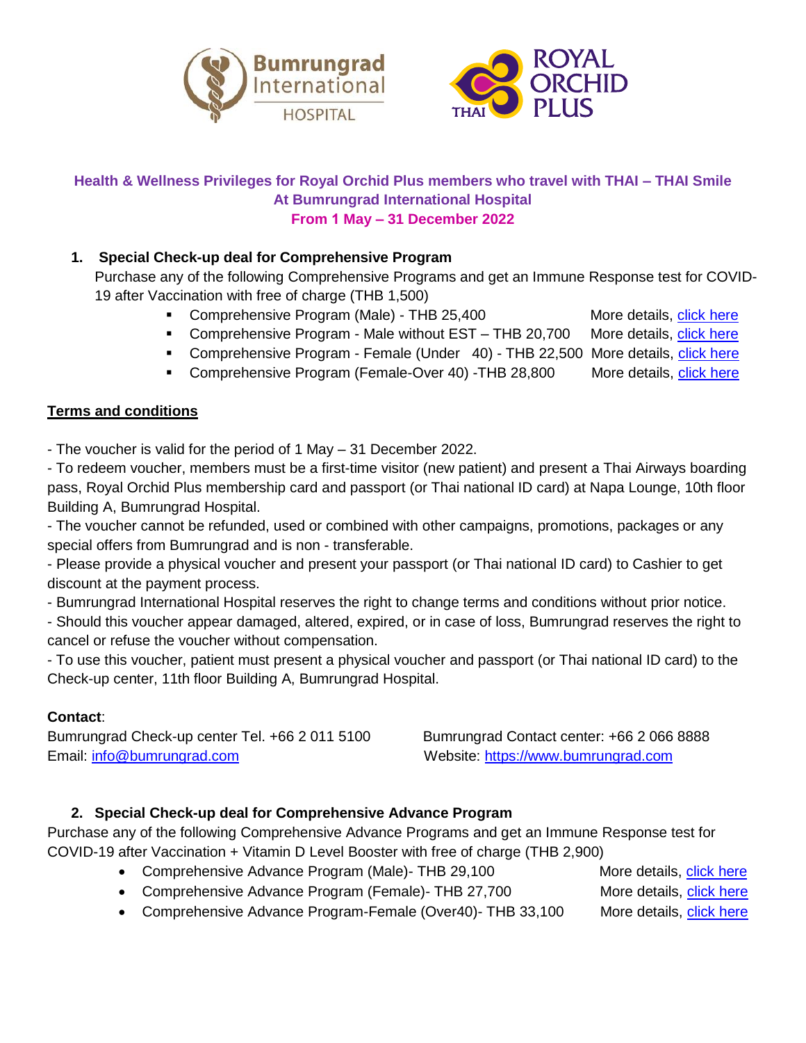**Health & Wellness Privileges for Royal Orchid Plus members who travel with THAI – THAI Smile At Bumrungrad International Hospital**

**From 1 May – 31 December 2022**

## 1. Special Check-up deal for Comprehensive Program

Purchase any of the following Comprehensive Programs and get an Immune Response test for COVID-19 after Vaccination with free of charge (THB 1,500)

- Comprehensive Program (Male) - THB 25,400 More details, click here
- Comprehensive Program - Male without EST – THB 20,700 More details, click here
- Comprehensive Program - Female (Under 40) - THB 22,500 More details, click here
- Comprehensive Program (Female-Over 40) -THB 28,800 More details, click here

**Terms and conditions**

- The voucher is valid for the period of 1 May – 31 December 2022.
- To redeem voucher, members must be a first-time visitor (new patient) and present a Thai Airways boarding pass, Royal Orchid Plus membership card and passport (or Thai national ID card) at Napa Lounge, 10th floor Building A, Bumrungrad Hospital.
- The voucher cannot be refunded, used or combined with other campaigns, promotions, packages or any special offers from Bumrungrad and is non - transferable.
- Please provide a physical voucher and present your passport (or Thai national ID card) to Cashier to get discount at the payment process.
- Bumrungrad International Hospital reserves the right to change terms and conditions without prior notice.
- Should this voucher appear damaged, altered, expired, or in case of loss, Bumrungrad reserves the right to cancel or refuse the voucher without compensation.
- To use this voucher, patient must present a physical voucher and passport (or Thai national ID card) to the Check-up center, 11th floor Building A, Bumrungrad Hospital.

**Contact**:

Bumrungrad Check-up center Tel. +66 2 011 5100
Email: info@bumrungrad.com

Bumrungrad Contact center: +66 2 066 8888
Website: https://www.bumrungrad.com

## 2. Special Check-up deal for Comprehensive Advance Program

Purchase any of the following Comprehensive Advance Programs and get an Immune Response test for COVID-19 after Vaccination + Vitamin D Level Booster with free of charge (THB 2,900)

- Comprehensive Advance Program (Male)- THB 29,100 More details, click here
- Comprehensive Advance Program (Female)- THB 27,700 More details, click here
- Comprehensive Advance Program-Female (Over40)- THB 33,100 More details, click here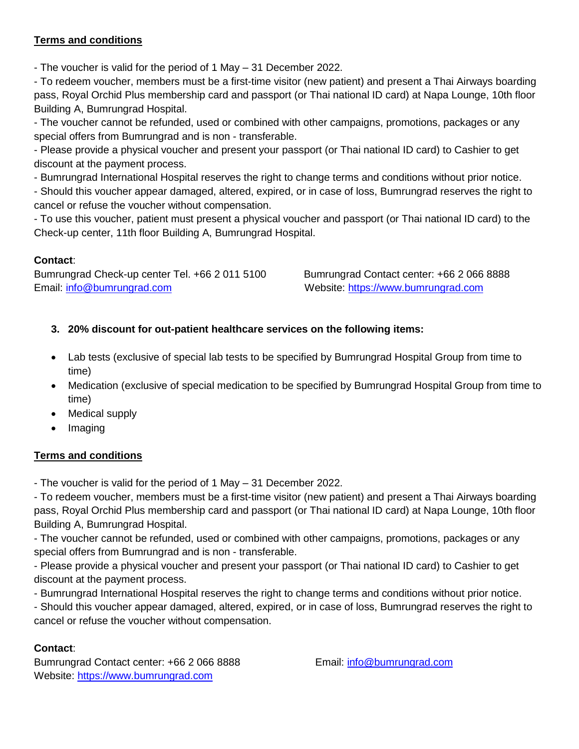**Terms and conditions**

- The voucher is valid for the period of 1 May – 31 December 2022.
- To redeem voucher, members must be a first-time visitor (new patient) and present a Thai Airways boarding pass, Royal Orchid Plus membership card and passport (or Thai national ID card) at Napa Lounge, 10th floor Building A, Bumrungrad Hospital.
- The voucher cannot be refunded, used or combined with other campaigns, promotions, packages or any special offers from Bumrungrad and is non - transferable.
- Please provide a physical voucher and present your passport (or Thai national ID card) to Cashier to get discount at the payment process.
- Bumrungrad International Hospital reserves the right to change terms and conditions without prior notice.
- Should this voucher appear damaged, altered, expired, or in case of loss, Bumrungrad reserves the right to cancel or refuse the voucher without compensation.
- To use this voucher, patient must present a physical voucher and passport (or Thai national ID card) to the Check-up center, 11th floor Building A, Bumrungrad Hospital.

**Contact**:
Bumrungrad Check-up center Tel. +66 2 011 5100
Email: info@bumrungrad.com
Bumrungrad Contact center: +66 2 066 8888
Website: https://www.bumrungrad.com

3. **20% discount for out-patient healthcare services on the following items:**

- Lab tests (exclusive of special lab tests to be specified by Bumrungrad Hospital Group from time to time)
- Medication (exclusive of special medication to be specified by Bumrungrad Hospital Group from time to time)
- Medical supply
- Imaging

**Terms and conditions**

- The voucher is valid for the period of 1 May – 31 December 2022.
- To redeem voucher, members must be a first-time visitor (new patient) and present a Thai Airways boarding pass, Royal Orchid Plus membership card and passport (or Thai national ID card) at Napa Lounge, 10th floor Building A, Bumrungrad Hospital.
- The voucher cannot be refunded, used or combined with other campaigns, promotions, packages or any special offers from Bumrungrad and is non - transferable.
- Please provide a physical voucher and present your passport (or Thai national ID card) to Cashier to get discount at the payment process.
- Bumrungrad International Hospital reserves the right to change terms and conditions without prior notice.
- Should this voucher appear damaged, altered, expired, or in case of loss, Bumrungrad reserves the right to cancel or refuse the voucher without compensation.

**Contact**:
Bumrungrad Contact center: +66 2 066 8888
Email: info@bumrungrad.com
Website: https://www.bumrungrad.com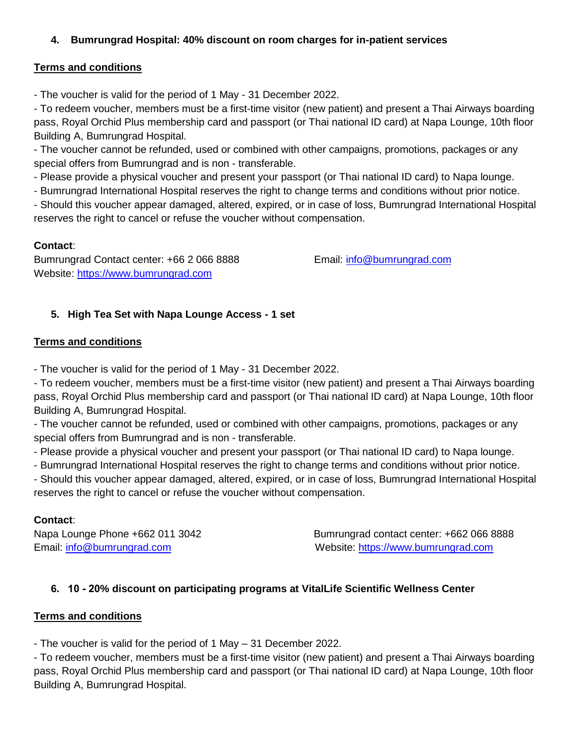### 4. Bumrungrad Hospital: 40% discount on room charges for in-patient services

**Terms and conditions**

- The voucher is valid for the period of 1 May - 31 December 2022.
- To redeem voucher, members must be a first-time visitor (new patient) and present a Thai Airways boarding pass, Royal Orchid Plus membership card and passport (or Thai national ID card) at Napa Lounge, 10th floor Building A, Bumrungrad Hospital.
- The voucher cannot be refunded, used or combined with other campaigns, promotions, packages or any special offers from Bumrungrad and is non - transferable.
- Please provide a physical voucher and present your passport (or Thai national ID card) to Napa lounge.
- Bumrungrad International Hospital reserves the right to change terms and conditions without prior notice.
- Should this voucher appear damaged, altered, expired, or in case of loss, Bumrungrad International Hospital reserves the right to cancel or refuse the voucher without compensation.

**Contact**:
Bumrungrad Contact center: +66 2 066 8888
Email: info@bumrungrad.com
Website: https://www.bumrungrad.com

### 5. High Tea Set with Napa Lounge Access - 1 set

**Terms and conditions**

- The voucher is valid for the period of 1 May - 31 December 2022.
- To redeem voucher, members must be a first-time visitor (new patient) and present a Thai Airways boarding pass, Royal Orchid Plus membership card and passport (or Thai national ID card) at Napa Lounge, 10th floor Building A, Bumrungrad Hospital.
- The voucher cannot be refunded, used or combined with other campaigns, promotions, packages or any special offers from Bumrungrad and is non - transferable.
- Please provide a physical voucher and present your passport (or Thai national ID card) to Napa lounge.
- Bumrungrad International Hospital reserves the right to change terms and conditions without prior notice.
- Should this voucher appear damaged, altered, expired, or in case of loss, Bumrungrad International Hospital reserves the right to cancel or refuse the voucher without compensation.

**Contact**:
Napa Lounge Phone +662 011 3042
Bumrungrad contact center: +662 066 8888
Email: info@bumrungrad.com
Website: https://www.bumrungrad.com

### 6. 10 - 20% discount on participating programs at VitalLife Scientific Wellness Center

**Terms and conditions**

- The voucher is valid for the period of 1 May – 31 December 2022.
- To redeem voucher, members must be a first-time visitor (new patient) and present a Thai Airways boarding pass, Royal Orchid Plus membership card and passport (or Thai national ID card) at Napa Lounge, 10th floor Building A, Bumrungrad Hospital.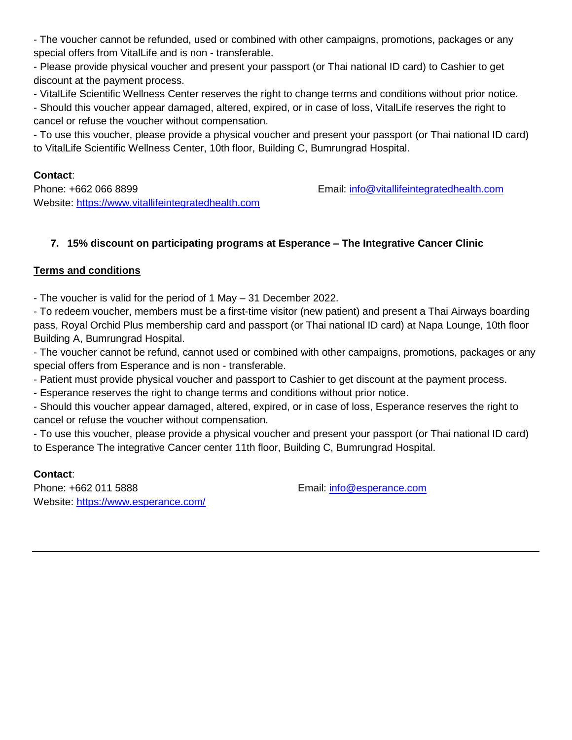- The voucher cannot be refunded, used or combined with other campaigns, promotions, packages or any special offers from VitalLife and is non - transferable.
- Please provide physical voucher and present your passport (or Thai national ID card) to Cashier to get discount at the payment process.
- VitalLife Scientific Wellness Center reserves the right to change terms and conditions without prior notice.
- Should this voucher appear damaged, altered, expired, or in case of loss, VitalLife reserves the right to cancel or refuse the voucher without compensation.
- To use this voucher, please provide a physical voucher and present your passport (or Thai national ID card) to VitalLife Scientific Wellness Center, 10th floor, Building C, Bumrungrad Hospital.

**Contact**:
Phone: +662 066 8899
Email: [info@vitallifeintegratedhealth.com](mailto:info@vitallifeintegratedhealth.com)
Website: [https://www.vitallifeintegratedhealth.com](https://www.vitallifeintegratedhealth.com)

**7. 15% discount on participating programs at Esperance – The Integrative Cancer Clinic**

**Terms and conditions**

- The voucher is valid for the period of 1 May – 31 December 2022.
- To redeem voucher, members must be a first-time visitor (new patient) and present a Thai Airways boarding pass, Royal Orchid Plus membership card and passport (or Thai national ID card) at Napa Lounge, 10th floor Building A, Bumrungrad Hospital.
- The voucher cannot be refund, cannot used or combined with other campaigns, promotions, packages or any special offers from Esperance and is non - transferable.
- Patient must provide physical voucher and passport to Cashier to get discount at the payment process.
- Esperance reserves the right to change terms and conditions without prior notice.
- Should this voucher appear damaged, altered, expired, or in case of loss, Esperance reserves the right to cancel or refuse the voucher without compensation.
- To use this voucher, please provide a physical voucher and present your passport (or Thai national ID card) to Esperance The integrative Cancer center 11th floor, Building C, Bumrungrad Hospital.

**Contact**:
Phone: +662 011 5888
Email: [info@esperance.com](mailto:info@esperance.com)
Website: [https://www.esperance.com/](https://www.esperance.com/)